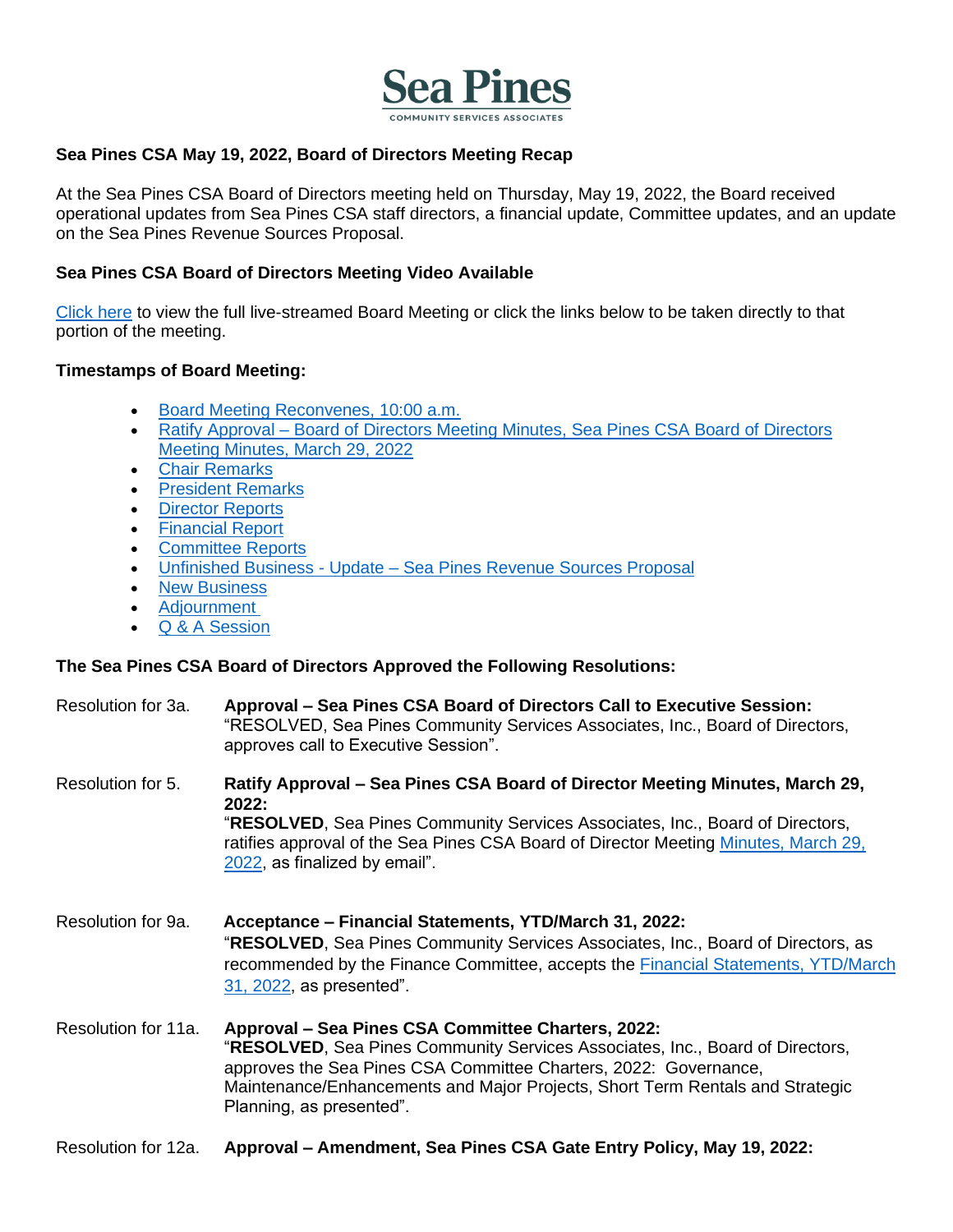# Sea Pines

COMMUNITY SERVICES ASSOCIATES

**Sea Pines CSA May 19, 2022, Board of Directors Meeting Recap**

At the Sea Pines CSA Board of Directors meeting held on Thursday, May 19, 2022, the Board received operational updates from Sea Pines CSA staff directors, a financial update, Committee updates, and an update on the Sea Pines Revenue Sources Proposal.

**Sea Pines CSA Board of Directors Meeting Video Available**

Click here to view the full live-streamed Board Meeting or click the links below to be taken directly to that portion of the meeting.

**Timestamps of Board Meeting:**

- Board Meeting Reconvenes, 10:00 a.m.
- Ratify Approval – Board of Directors Meeting Minutes, Sea Pines CSA Board of Directors Meeting Minutes, March 29, 2022
- Chair Remarks
- President Remarks
- Director Reports
- Financial Report
- Committee Reports
- Unfinished Business - Update – Sea Pines Revenue Sources Proposal
- New Business
- Adjournment
- Q & A Session

**The Sea Pines CSA Board of Directors Approved the Following Resolutions:**

Resolution for 3a. **Approval – Sea Pines CSA Board of Directors Call to Executive Session:**
"RESOLVED, Sea Pines Community Services Associates, Inc., Board of Directors, approves call to Executive Session".

Resolution for 5. **Ratify Approval – Sea Pines CSA Board of Director Meeting Minutes, March 29, 2022:**
"**RESOLVED**, Sea Pines Community Services Associates, Inc., Board of Directors, ratifies approval of the Sea Pines CSA Board of Director Meeting Minutes, March 29, 2022, as finalized by email".

Resolution for 9a. **Acceptance – Financial Statements, YTD/March 31, 2022:**
"**RESOLVED**, Sea Pines Community Services Associates, Inc., Board of Directors, as recommended by the Finance Committee, accepts the Financial Statements, YTD/March 31, 2022, as presented".

Resolution for 11a. **Approval – Sea Pines CSA Committee Charters, 2022:**
"**RESOLVED**, Sea Pines Community Services Associates, Inc., Board of Directors, approves the Sea Pines CSA Committee Charters, 2022: Governance, Maintenance/Enhancements and Major Projects, Short Term Rentals and Strategic Planning, as presented".

Resolution for 12a. **Approval – Amendment, Sea Pines CSA Gate Entry Policy, May 19, 2022:**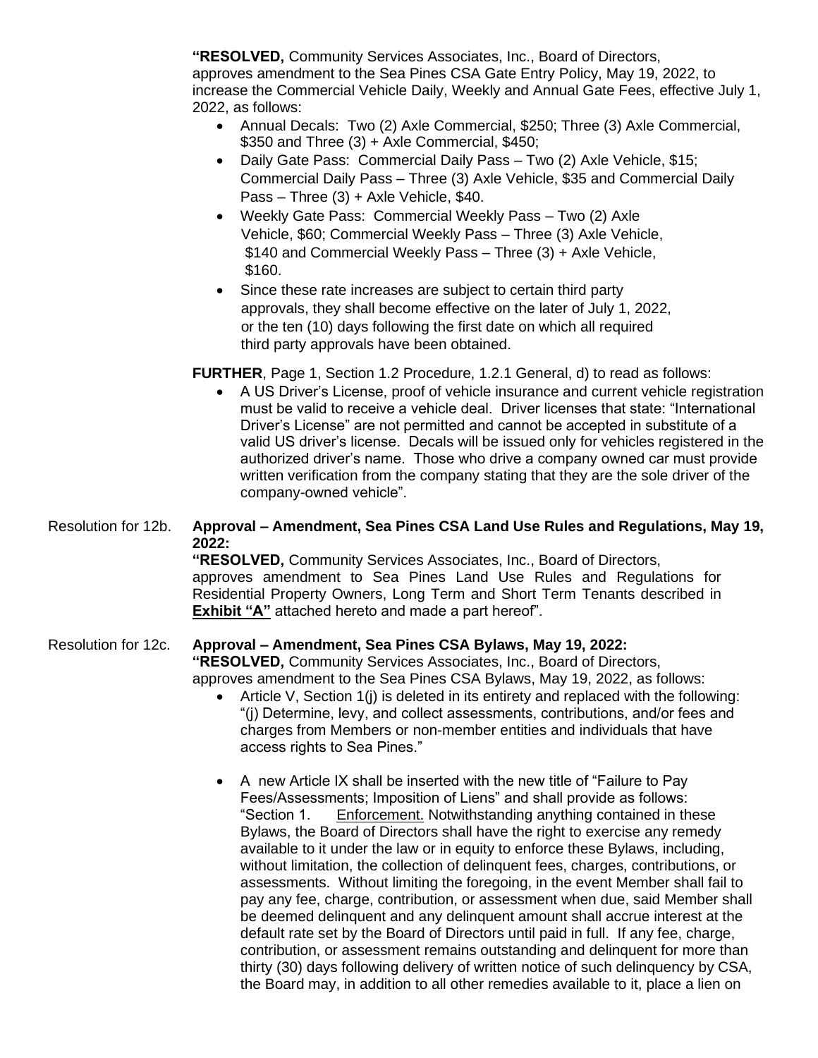**"RESOLVED,** Community Services Associates, Inc., Board of Directors, approves amendment to the Sea Pines CSA Gate Entry Policy, May 19, 2022, to increase the Commercial Vehicle Daily, Weekly and Annual Gate Fees, effective July 1, 2022, as follows:

- Annual Decals: Two (2) Axle Commercial, $250; Three (3) Axle Commercial, $350 and Three (3) + Axle Commercial, $450;
- Daily Gate Pass: Commercial Daily Pass – Two (2) Axle Vehicle, $15; Commercial Daily Pass – Three (3) Axle Vehicle, $35 and Commercial Daily Pass – Three (3) + Axle Vehicle, $40.
- Weekly Gate Pass: Commercial Weekly Pass – Two (2) Axle Vehicle, $60; Commercial Weekly Pass – Three (3) Axle Vehicle, $140 and Commercial Weekly Pass – Three (3) + Axle Vehicle, $160.
- Since these rate increases are subject to certain third party approvals, they shall become effective on the later of July 1, 2022, or the ten (10) days following the first date on which all required third party approvals have been obtained.

**FURTHER**, Page 1, Section 1.2 Procedure, 1.2.1 General, d) to read as follows:

- A US Driver's License, proof of vehicle insurance and current vehicle registration must be valid to receive a vehicle deal. Driver licenses that state: "International Driver's License" are not permitted and cannot be accepted in substitute of a valid US driver's license. Decals will be issued only for vehicles registered in the authorized driver's name. Those who drive a company owned car must provide written verification from the company stating that they are the sole driver of the company-owned vehicle".

Resolution for 12b. **Approval – Amendment, Sea Pines CSA Land Use Rules and Regulations, May 19, 2022:**

**"RESOLVED,** Community Services Associates, Inc., Board of Directors, approves amendment to Sea Pines Land Use Rules and Regulations for Residential Property Owners, Long Term and Short Term Tenants described in **<u>Exhibit "A"</u>** attached hereto and made a part hereof".

Resolution for 12c. **Approval – Amendment, Sea Pines CSA Bylaws, May 19, 2022:**

**"RESOLVED,** Community Services Associates, Inc., Board of Directors, approves amendment to the Sea Pines CSA Bylaws, May 19, 2022, as follows:

- Article V, Section 1(j) is deleted in its entirety and replaced with the following: "(j) Determine, levy, and collect assessments, contributions, and/or fees and charges from Members or non-member entities and individuals that have access rights to Sea Pines."

- A new Article IX shall be inserted with the new title of "Failure to Pay Fees/Assessments; Imposition of Liens" and shall provide as follows: "Section 1. <u>Enforcement.</u> Notwithstanding anything contained in these Bylaws, the Board of Directors shall have the right to exercise any remedy available to it under the law or in equity to enforce these Bylaws, including, without limitation, the collection of delinquent fees, charges, contributions, or assessments. Without limiting the foregoing, in the event Member shall fail to pay any fee, charge, contribution, or assessment when due, said Member shall be deemed delinquent and any delinquent amount shall accrue interest at the default rate set by the Board of Directors until paid in full. If any fee, charge, contribution, or assessment remains outstanding and delinquent for more than thirty (30) days following delivery of written notice of such delinquency by CSA, the Board may, in addition to all other remedies available to it, place a lien on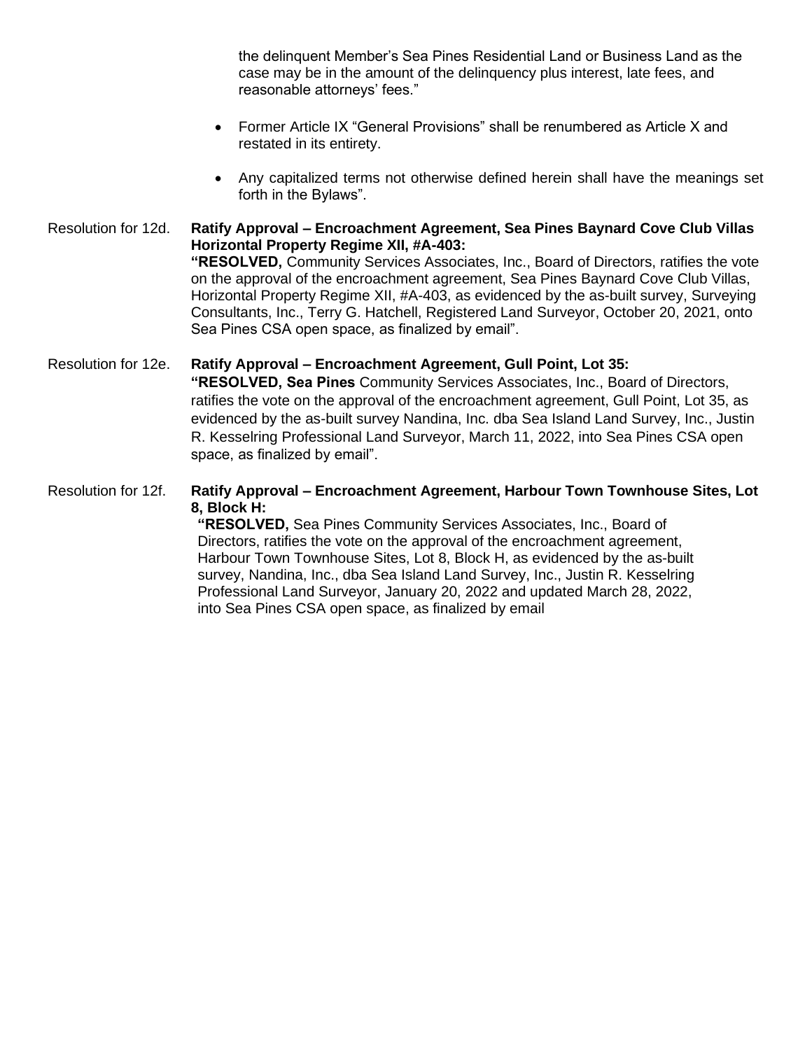the delinquent Member's Sea Pines Residential Land or Business Land as the case may be in the amount of the delinquency plus interest, late fees, and reasonable attorneys' fees."

- Former Article IX "General Provisions" shall be renumbered as Article X and restated in its entirety.
- Any capitalized terms not otherwise defined herein shall have the meanings set forth in the Bylaws".

Resolution for 12d. **Ratify Approval – Encroachment Agreement, Sea Pines Baynard Cove Club Villas Horizontal Property Regime XII, #A-403:**

**"RESOLVED,** Community Services Associates, Inc., Board of Directors, ratifies the vote on the approval of the encroachment agreement, Sea Pines Baynard Cove Club Villas, Horizontal Property Regime XII, #A-403, as evidenced by the as-built survey, Surveying Consultants, Inc., Terry G. Hatchell, Registered Land Surveyor, October 20, 2021, onto Sea Pines CSA open space, as finalized by email".

Resolution for 12e. **Ratify Approval – Encroachment Agreement, Gull Point, Lot 35:**

**"RESOLVED, Sea Pines** Community Services Associates, Inc., Board of Directors, ratifies the vote on the approval of the encroachment agreement, Gull Point, Lot 35, as evidenced by the as-built survey Nandina, Inc. dba Sea Island Land Survey, Inc., Justin R. Kesselring Professional Land Surveyor, March 11, 2022, into Sea Pines CSA open space, as finalized by email".

Resolution for 12f. **Ratify Approval – Encroachment Agreement, Harbour Town Townhouse Sites, Lot 8, Block H:**

**"RESOLVED,** Sea Pines Community Services Associates, Inc., Board of Directors, ratifies the vote on the approval of the encroachment agreement, Harbour Town Townhouse Sites, Lot 8, Block H, as evidenced by the as-built survey, Nandina, Inc., dba Sea Island Land Survey, Inc., Justin R. Kesselring Professional Land Surveyor, January 20, 2022 and updated March 28, 2022, into Sea Pines CSA open space, as finalized by email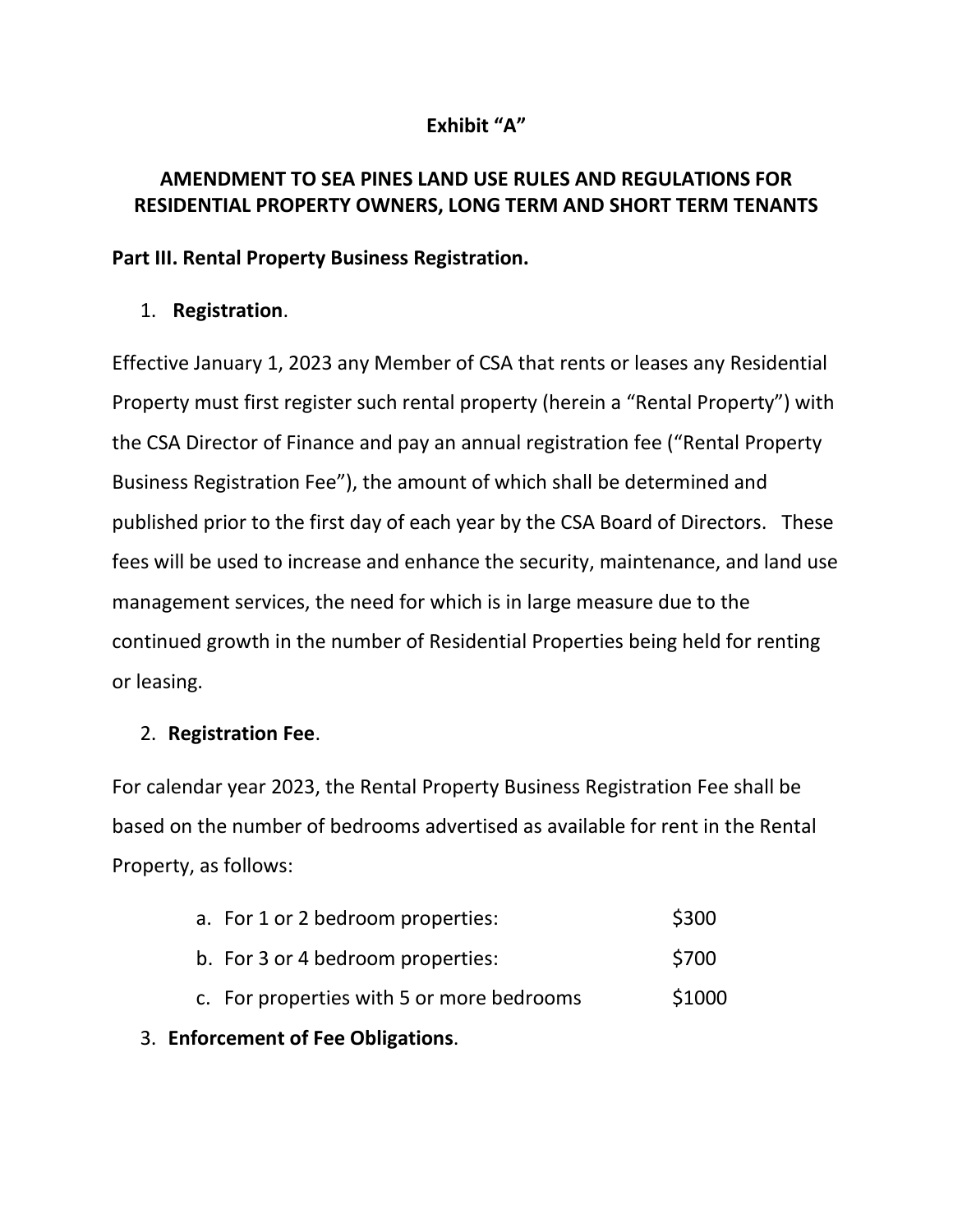**Exhibit "A"**

**AMENDMENT TO SEA PINES LAND USE RULES AND REGULATIONS FOR RESIDENTIAL PROPERTY OWNERS, LONG TERM AND SHORT TERM TENANTS**

**Part III. Rental Property Business Registration.**

1. **Registration**.

Effective January 1, 2023 any Member of CSA that rents or leases any Residential Property must first register such rental property (herein a "Rental Property") with the CSA Director of Finance and pay an annual registration fee ("Rental Property Business Registration Fee"), the amount of which shall be determined and published prior to the first day of each year by the CSA Board of Directors. These fees will be used to increase and enhance the security, maintenance, and land use management services, the need for which is in large measure due to the continued growth in the number of Residential Properties being held for renting or leasing.

2. **Registration Fee**.

For calendar year 2023, the Rental Property Business Registration Fee shall be based on the number of bedrooms advertised as available for rent in the Rental Property, as follows:

   a. For 1 or 2 bedroom properties: $300
   b. For 3 or 4 bedroom properties: $700
   c. For properties with 5 or more bedrooms $1000

3. **Enforcement of Fee Obligations**.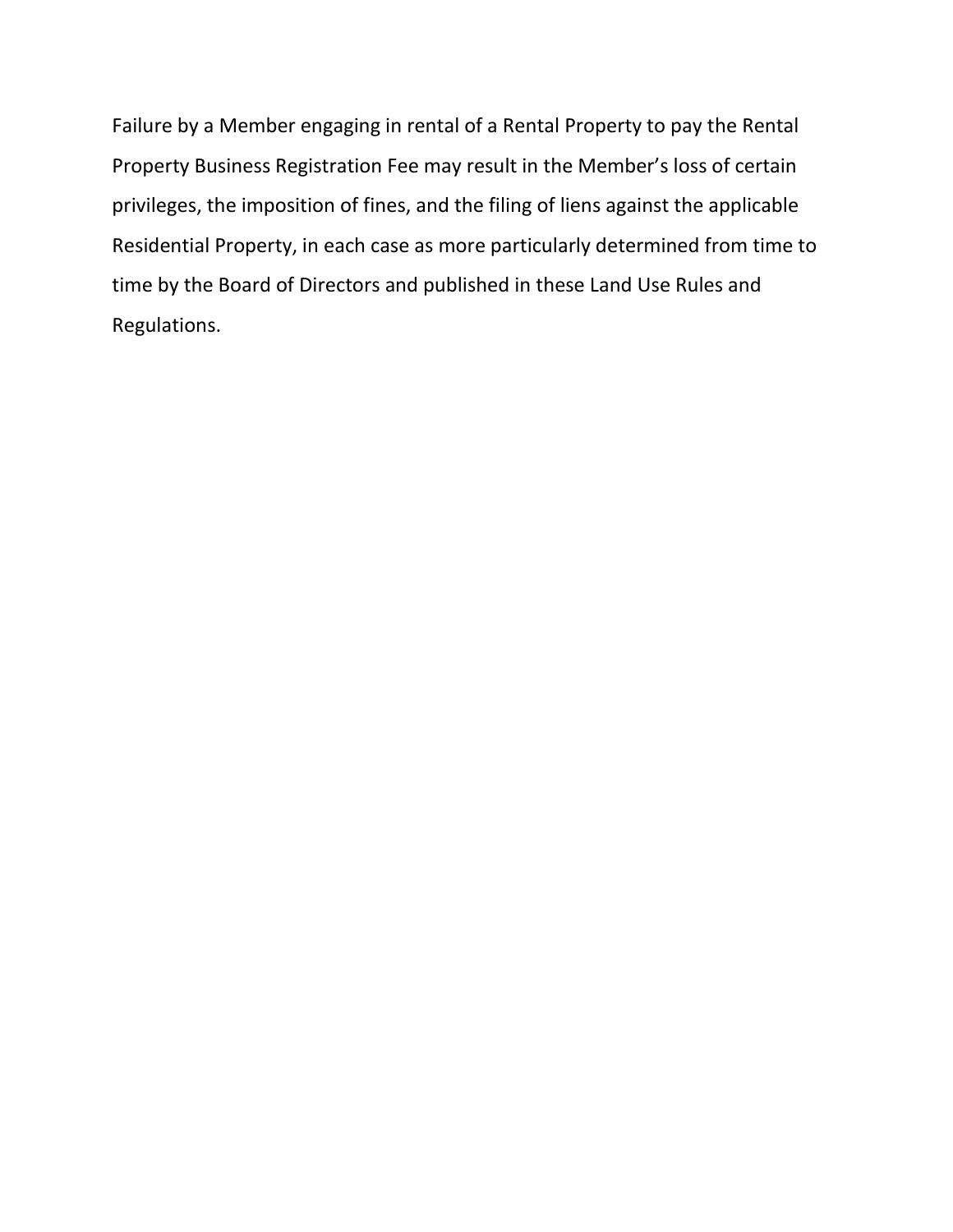Failure by a Member engaging in rental of a Rental Property to pay the Rental Property Business Registration Fee may result in the Member's loss of certain privileges, the imposition of fines, and the filing of liens against the applicable Residential Property, in each case as more particularly determined from time to time by the Board of Directors and published in these Land Use Rules and Regulations.